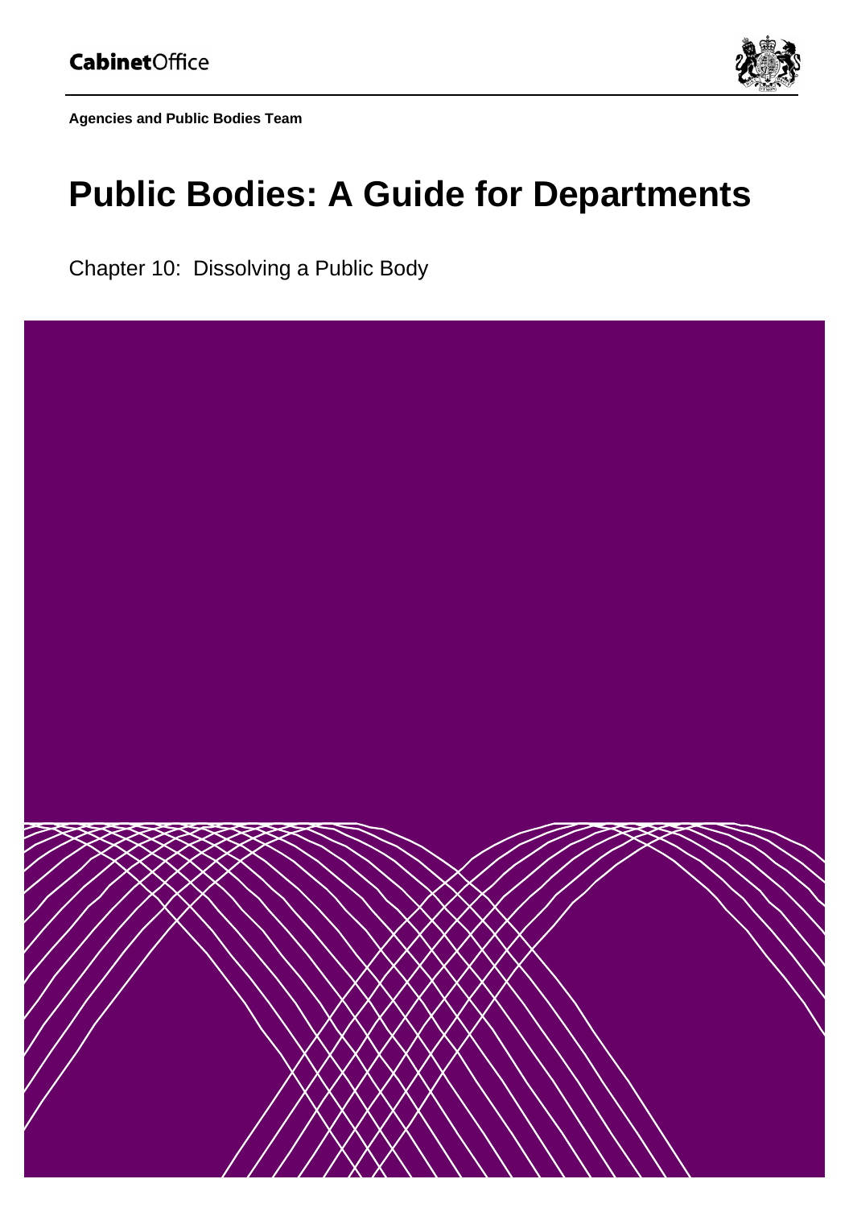**Cabinet**Office

**Agencies and Public Bodies Team**

# Public Bodies: A Guide for Departments

Chapter 10: Dissolving a Public Body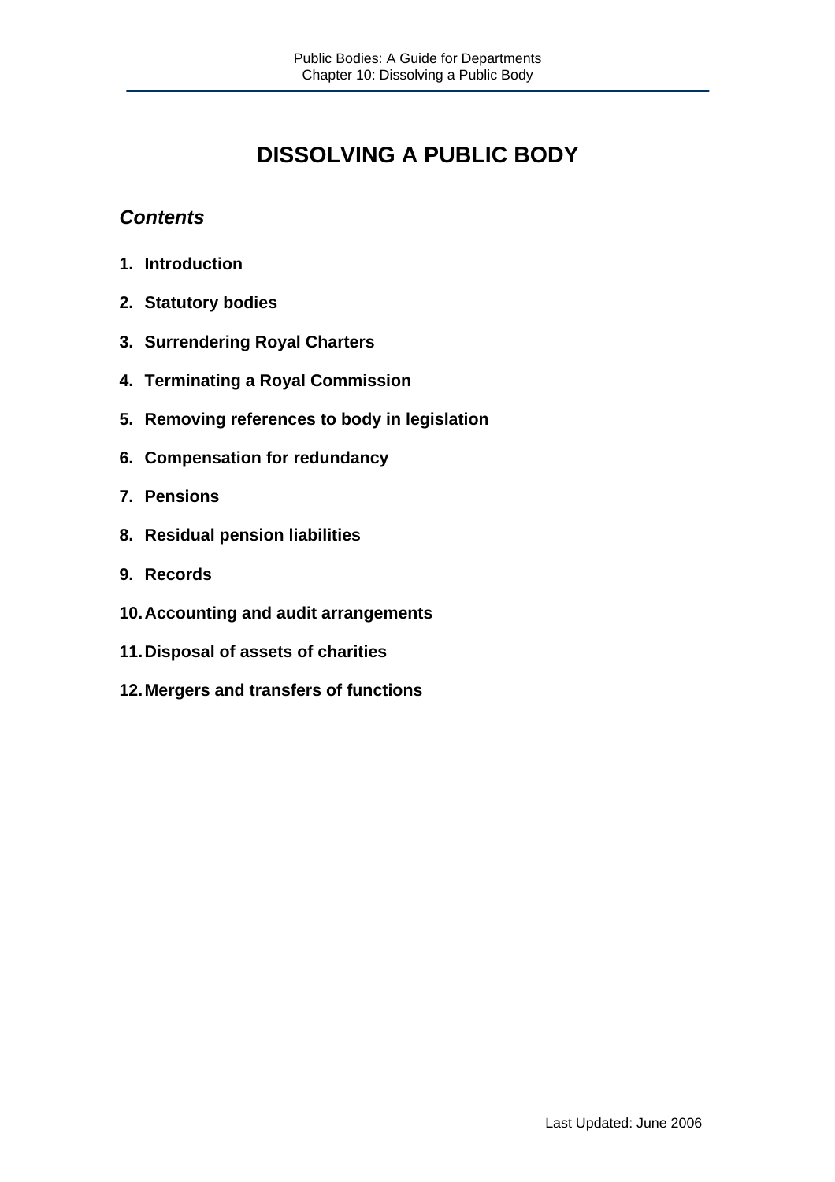# DISSOLVING A PUBLIC BODY

## *Contents*

1. **Introduction**
2. **Statutory bodies**
3. **Surrendering Royal Charters**
4. **Terminating a Royal Commission**
5. **Removing references to body in legislation**
6. **Compensation for redundancy**
7. **Pensions**
8. **Residual pension liabilities**
9. **Records**
10. **Accounting and audit arrangements**
11. **Disposal of assets of charities**
12. **Mergers and transfers of functions**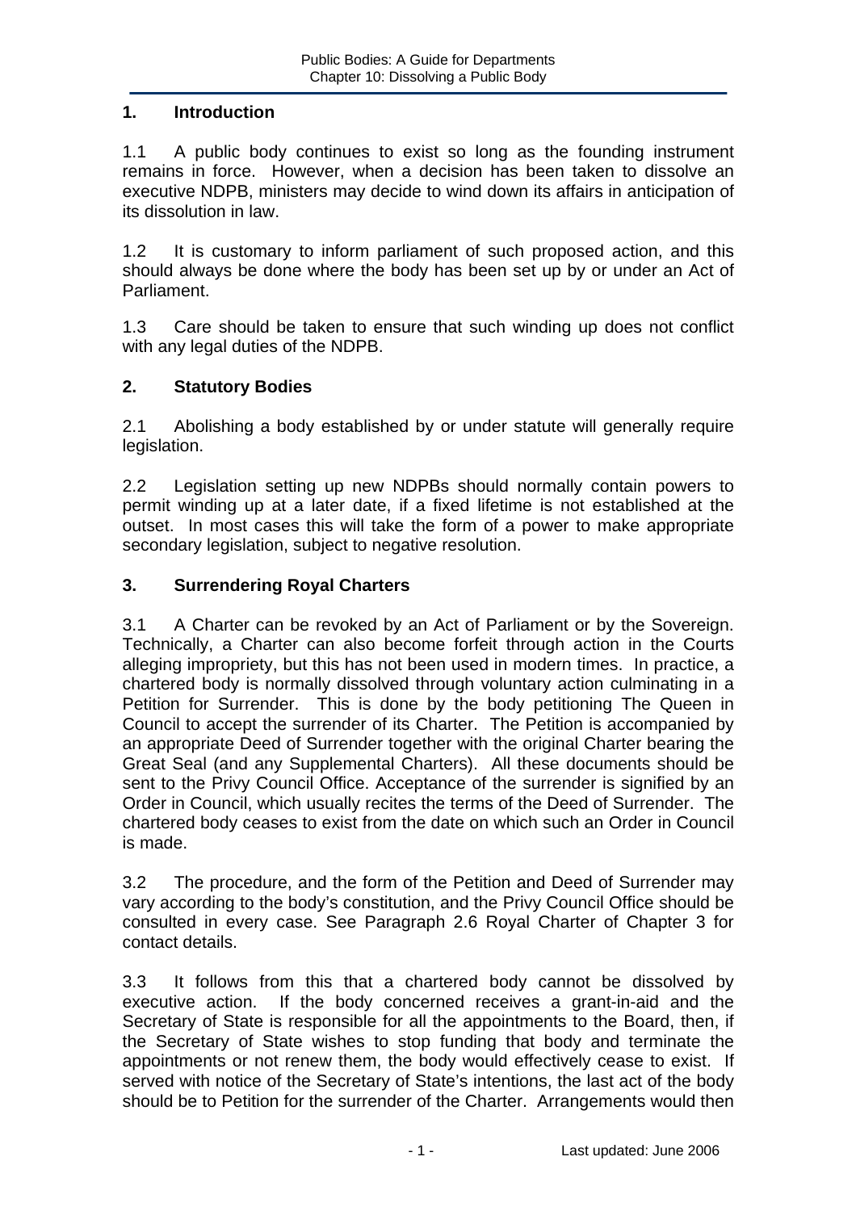## 1. Introduction

1.1 A public body continues to exist so long as the founding instrument remains in force. However, when a decision has been taken to dissolve an executive NDPB, ministers may decide to wind down its affairs in anticipation of its dissolution in law.

1.2 It is customary to inform parliament of such proposed action, and this should always be done where the body has been set up by or under an Act of Parliament.

1.3 Care should be taken to ensure that such winding up does not conflict with any legal duties of the NDPB.

## 2. Statutory Bodies

2.1 Abolishing a body established by or under statute will generally require legislation.

2.2 Legislation setting up new NDPBs should normally contain powers to permit winding up at a later date, if a fixed lifetime is not established at the outset. In most cases this will take the form of a power to make appropriate secondary legislation, subject to negative resolution.

## 3. Surrendering Royal Charters

3.1 A Charter can be revoked by an Act of Parliament or by the Sovereign. Technically, a Charter can also become forfeit through action in the Courts alleging impropriety, but this has not been used in modern times. In practice, a chartered body is normally dissolved through voluntary action culminating in a Petition for Surrender. This is done by the body petitioning The Queen in Council to accept the surrender of its Charter. The Petition is accompanied by an appropriate Deed of Surrender together with the original Charter bearing the Great Seal (and any Supplemental Charters). All these documents should be sent to the Privy Council Office. Acceptance of the surrender is signified by an Order in Council, which usually recites the terms of the Deed of Surrender. The chartered body ceases to exist from the date on which such an Order in Council is made.

3.2 The procedure, and the form of the Petition and Deed of Surrender may vary according to the body's constitution, and the Privy Council Office should be consulted in every case. See Paragraph 2.6 Royal Charter of Chapter 3 for contact details.

3.3 It follows from this that a chartered body cannot be dissolved by executive action. If the body concerned receives a grant-in-aid and the Secretary of State is responsible for all the appointments to the Board, then, if the Secretary of State wishes to stop funding that body and terminate the appointments or not renew them, the body would effectively cease to exist. If served with notice of the Secretary of State's intentions, the last act of the body should be to Petition for the surrender of the Charter. Arrangements would then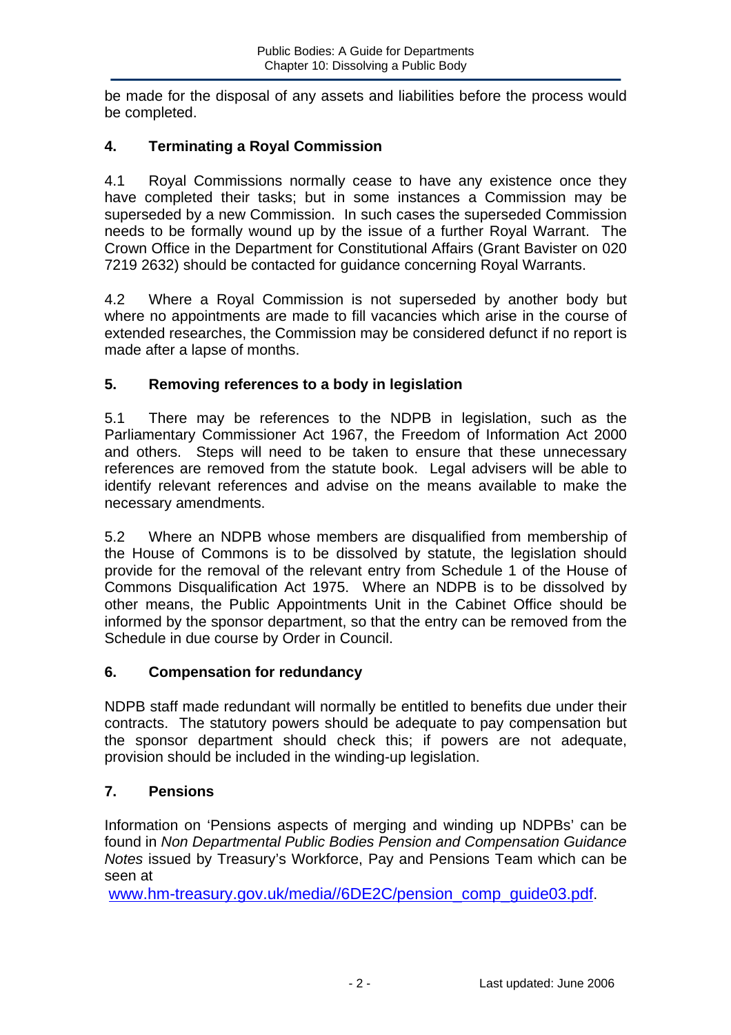be made for the disposal of any assets and liabilities before the process would be completed.

## 4. Terminating a Royal Commission

4.1 Royal Commissions normally cease to have any existence once they have completed their tasks; but in some instances a Commission may be superseded by a new Commission. In such cases the superseded Commission needs to be formally wound up by the issue of a further Royal Warrant. The Crown Office in the Department for Constitutional Affairs (Grant Bavister on 020 7219 2632) should be contacted for guidance concerning Royal Warrants.

4.2 Where a Royal Commission is not superseded by another body but where no appointments are made to fill vacancies which arise in the course of extended researches, the Commission may be considered defunct if no report is made after a lapse of months.

## 5. Removing references to a body in legislation

5.1 There may be references to the NDPB in legislation, such as the Parliamentary Commissioner Act 1967, the Freedom of Information Act 2000 and others. Steps will need to be taken to ensure that these unnecessary references are removed from the statute book. Legal advisers will be able to identify relevant references and advise on the means available to make the necessary amendments.

5.2 Where an NDPB whose members are disqualified from membership of the House of Commons is to be dissolved by statute, the legislation should provide for the removal of the relevant entry from Schedule 1 of the House of Commons Disqualification Act 1975. Where an NDPB is to be dissolved by other means, the Public Appointments Unit in the Cabinet Office should be informed by the sponsor department, so that the entry can be removed from the Schedule in due course by Order in Council.

## 6. Compensation for redundancy

NDPB staff made redundant will normally be entitled to benefits due under their contracts. The statutory powers should be adequate to pay compensation but the sponsor department should check this; if powers are not adequate, provision should be included in the winding-up legislation.

## 7. Pensions

Information on 'Pensions aspects of merging and winding up NDPBs' can be found in *Non Departmental Public Bodies Pension and Compensation Guidance Notes* issued by Treasury's Workforce, Pay and Pensions Team which can be seen at [www.hm-treasury.gov.uk/media//6DE2C/pension_comp_guide03.pdf](www.hm-treasury.gov.uk/media//6DE2C/pension_comp_guide03.pdf).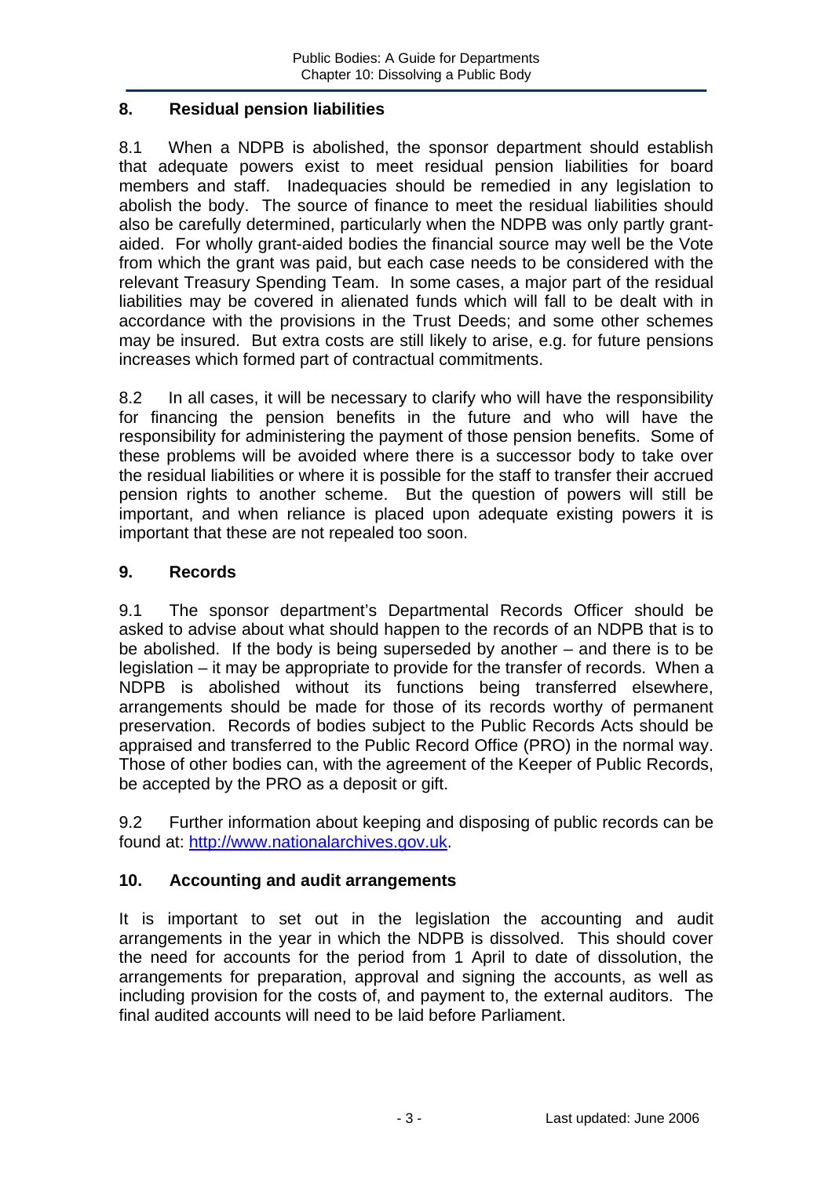## 8. Residual pension liabilities

8.1 When a NDPB is abolished, the sponsor department should establish that adequate powers exist to meet residual pension liabilities for board members and staff. Inadequacies should be remedied in any legislation to abolish the body. The source of finance to meet the residual liabilities should also be carefully determined, particularly when the NDPB was only partly grant-aided. For wholly grant-aided bodies the financial source may well be the Vote from which the grant was paid, but each case needs to be considered with the relevant Treasury Spending Team. In some cases, a major part of the residual liabilities may be covered in alienated funds which will fall to be dealt with in accordance with the provisions in the Trust Deeds; and some other schemes may be insured. But extra costs are still likely to arise, e.g. for future pensions increases which formed part of contractual commitments.

8.2 In all cases, it will be necessary to clarify who will have the responsibility for financing the pension benefits in the future and who will have the responsibility for administering the payment of those pension benefits. Some of these problems will be avoided where there is a successor body to take over the residual liabilities or where it is possible for the staff to transfer their accrued pension rights to another scheme. But the question of powers will still be important, and when reliance is placed upon adequate existing powers it is important that these are not repealed too soon.

## 9. Records

9.1 The sponsor department's Departmental Records Officer should be asked to advise about what should happen to the records of an NDPB that is to be abolished. If the body is being superseded by another – and there is to be legislation – it may be appropriate to provide for the transfer of records. When a NDPB is abolished without its functions being transferred elsewhere, arrangements should be made for those of its records worthy of permanent preservation. Records of bodies subject to the Public Records Acts should be appraised and transferred to the Public Record Office (PRO) in the normal way. Those of other bodies can, with the agreement of the Keeper of Public Records, be accepted by the PRO as a deposit or gift.

9.2 Further information about keeping and disposing of public records can be found at: http://www.nationalarchives.gov.uk.

## 10. Accounting and audit arrangements

It is important to set out in the legislation the accounting and audit arrangements in the year in which the NDPB is dissolved. This should cover the need for accounts for the period from 1 April to date of dissolution, the arrangements for preparation, approval and signing the accounts, as well as including provision for the costs of, and payment to, the external auditors. The final audited accounts will need to be laid before Parliament.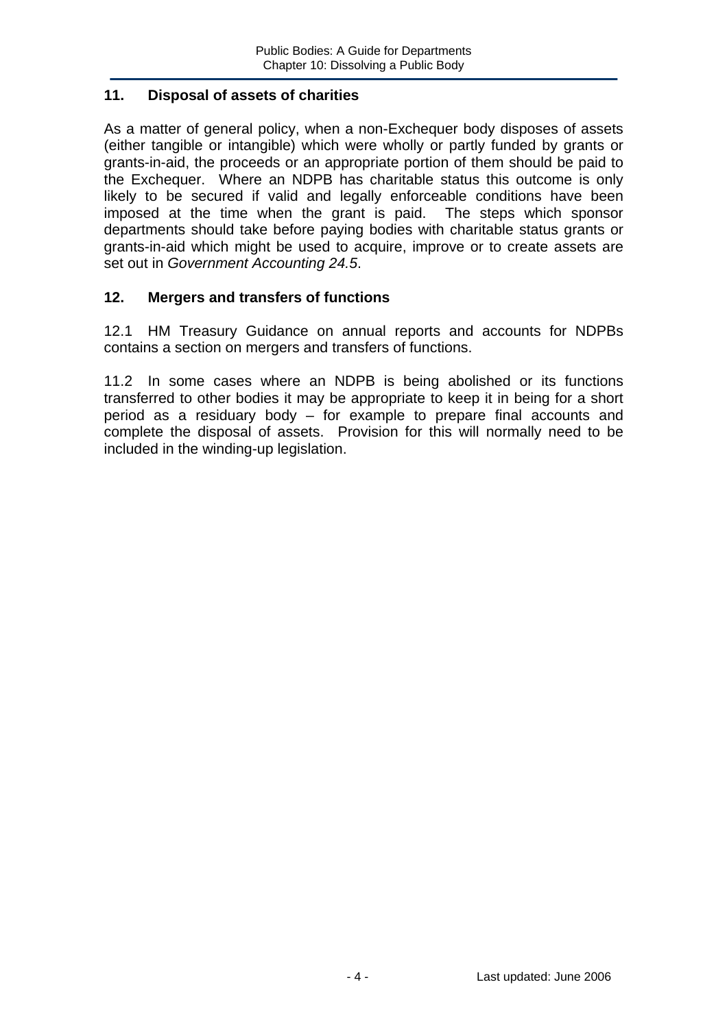## 11. Disposal of assets of charities

As a matter of general policy, when a non-Exchequer body disposes of assets (either tangible or intangible) which were wholly or partly funded by grants or grants-in-aid, the proceeds or an appropriate portion of them should be paid to the Exchequer. Where an NDPB has charitable status this outcome is only likely to be secured if valid and legally enforceable conditions have been imposed at the time when the grant is paid. The steps which sponsor departments should take before paying bodies with charitable status grants or grants-in-aid which might be used to acquire, improve or to create assets are set out in *Government Accounting 24.5*.

## 12. Mergers and transfers of functions

12.1 HM Treasury Guidance on annual reports and accounts for NDPBs contains a section on mergers and transfers of functions.

11.2 In some cases where an NDPB is being abolished or its functions transferred to other bodies it may be appropriate to keep it in being for a short period as a residuary body – for example to prepare final accounts and complete the disposal of assets. Provision for this will normally need to be included in the winding-up legislation.